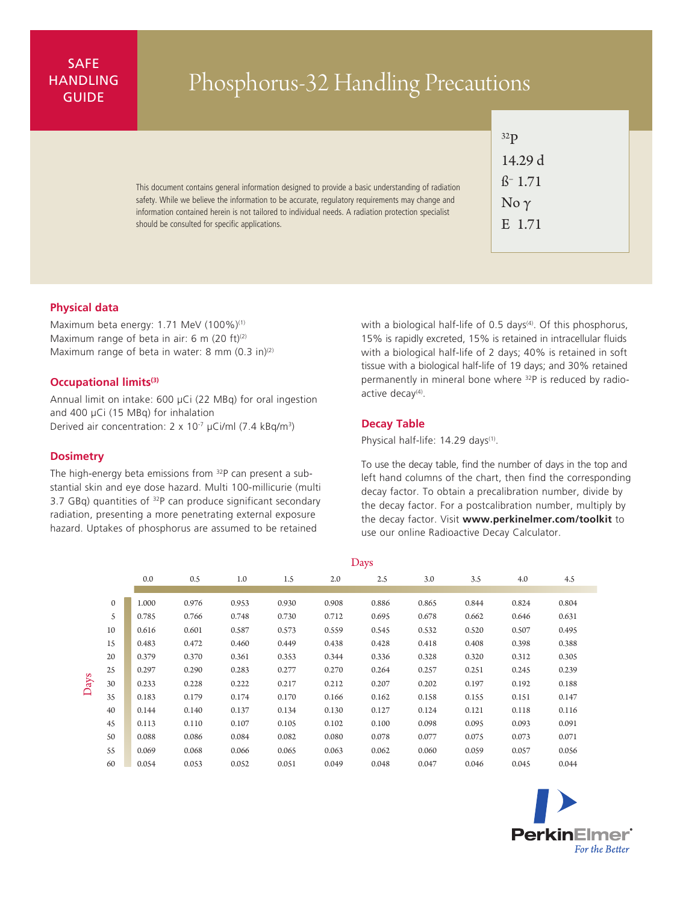SAFE HANDLING GUIDE

# Phosphorus-32 Handling Precautions

$^{32}$P
14.29 d
ß⁻ 1.71
No γ
E 1.71

This document contains general information designed to provide a basic understanding of radiation safety. While we believe the information to be accurate, regulatory requirements may change and information contained herein is not tailored to individual needs. A radiation protection specialist should be consulted for specific applications.

## Physical data

Maximum beta energy: 1.71 MeV (100%)[1]
Maximum range of beta in air: 6 m (20 ft)[2]
Maximum range of beta in water: 8 mm (0.3 in)[2]

## Occupational limits[3]

Annual limit on intake: 600 µCi (22 MBq) for oral ingestion and 400 µCi (15 MBq) for inhalation
Derived air concentration: $2 \times 10^{-7}$ µCi/ml (7.4 kBq/m$^3$)

## Dosimetry

The high-energy beta emissions from $^{32}$P can present a substantial skin and eye dose hazard. Multi 100-millicurie (multi 3.7 GBq) quantities of $^{32}$P can produce significant secondary radiation, presenting a more penetrating external exposure hazard. Uptakes of phosphorus are assumed to be retained with a biological half-life of 0.5 days[4]. Of this phosphorus, 15% is rapidly excreted, 15% is retained in intracellular fluids with a biological half-life of 2 days; 40% is retained in soft tissue with a biological half-life of 19 days; and 30% retained permanently in mineral bone where $^{32}$P is reduced by radioactive decay[4].

## Decay Table

Physical half-life: 14.29 days[1].

To use the decay table, find the number of days in the top and left hand columns of the chart, then find the corresponding decay factor. To obtain a precalibration number, divide by the decay factor. For a postcalibration number, multiply by the decay factor. Visit **www.perkinelmer.com/toolkit** to use our online Radioactive Decay Calculator.

| Days | 0.0 | 0.5 | 1.0 | 1.5 | 2.0 | 2.5 | 3.0 | 3.5 | 4.0 | 4.5 |
|---|---|---|---|---|---|---|---|---|---|---|
| 0 | 1.000 | 0.976 | 0.953 | 0.930 | 0.908 | 0.886 | 0.865 | 0.844 | 0.824 | 0.804 |
| 5 | 0.785 | 0.766 | 0.748 | 0.730 | 0.712 | 0.695 | 0.678 | 0.662 | 0.646 | 0.631 |
| 10 | 0.616 | 0.601 | 0.587 | 0.573 | 0.559 | 0.545 | 0.532 | 0.520 | 0.507 | 0.495 |
| 15 | 0.483 | 0.472 | 0.460 | 0.449 | 0.438 | 0.428 | 0.418 | 0.408 | 0.398 | 0.388 |
| 20 | 0.379 | 0.370 | 0.361 | 0.353 | 0.344 | 0.336 | 0.328 | 0.320 | 0.312 | 0.305 |
| 25 | 0.297 | 0.290 | 0.283 | 0.277 | 0.270 | 0.264 | 0.257 | 0.251 | 0.245 | 0.239 |
| 30 | 0.233 | 0.228 | 0.222 | 0.217 | 0.212 | 0.207 | 0.202 | 0.197 | 0.192 | 0.188 |
| 35 | 0.183 | 0.179 | 0.174 | 0.170 | 0.166 | 0.162 | 0.158 | 0.155 | 0.151 | 0.147 |
| 40 | 0.144 | 0.140 | 0.137 | 0.134 | 0.130 | 0.127 | 0.124 | 0.121 | 0.118 | 0.116 |
| 45 | 0.113 | 0.110 | 0.107 | 0.105 | 0.102 | 0.100 | 0.098 | 0.095 | 0.093 | 0.091 |
| 50 | 0.088 | 0.086 | 0.084 | 0.082 | 0.080 | 0.078 | 0.077 | 0.075 | 0.073 | 0.071 |
| 55 | 0.069 | 0.068 | 0.066 | 0.065 | 0.063 | 0.062 | 0.060 | 0.059 | 0.057 | 0.056 |
| 60 | 0.054 | 0.053 | 0.052 | 0.051 | 0.049 | 0.048 | 0.047 | 0.046 | 0.045 | 0.044 |

PerkinElmer
*For the Better*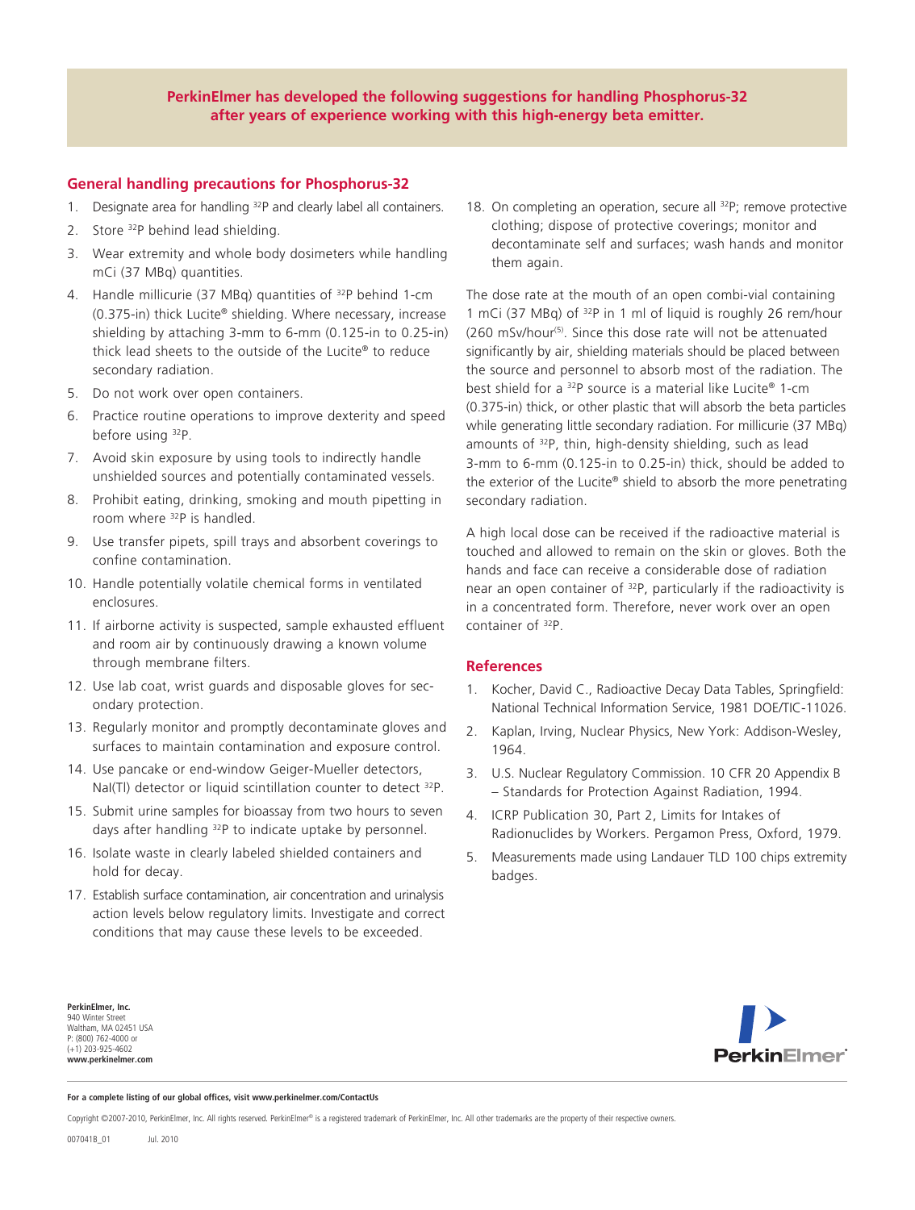**PerkinElmer has developed the following suggestions for handling Phosphorus-32 after years of experience working with this high-energy beta emitter.**

## General handling precautions for Phosphorus-32

1. Designate area for handling $^{32}P$ and clearly label all containers.
2. Store $^{32}P$ behind lead shielding.
3. Wear extremity and whole body dosimeters while handling mCi (37 MBq) quantities.
4. Handle millicurie (37 MBq) quantities of $^{32}P$ behind 1-cm (0.375-in) thick Lucite® shielding. Where necessary, increase shielding by attaching 3-mm to 6-mm (0.125-in to 0.25-in) thick lead sheets to the outside of the Lucite® to reduce secondary radiation.
5. Do not work over open containers.
6. Practice routine operations to improve dexterity and speed before using $^{32}P$.
7. Avoid skin exposure by using tools to indirectly handle unshielded sources and potentially contaminated vessels.
8. Prohibit eating, drinking, smoking and mouth pipetting in room where $^{32}P$ is handled.
9. Use transfer pipets, spill trays and absorbent coverings to confine contamination.
10. Handle potentially volatile chemical forms in ventilated enclosures.
11. If airborne activity is suspected, sample exhausted effluent and room air by continuously drawing a known volume through membrane filters.
12. Use lab coat, wrist guards and disposable gloves for secondary protection.
13. Regularly monitor and promptly decontaminate gloves and surfaces to maintain contamination and exposure control.
14. Use pancake or end-window Geiger-Mueller detectors, NaI(Tl) detector or liquid scintillation counter to detect $^{32}P$.
15. Submit urine samples for bioassay from two hours to seven days after handling $^{32}P$ to indicate uptake by personnel.
16. Isolate waste in clearly labeled shielded containers and hold for decay.
17. Establish surface contamination, air concentration and urinalysis action levels below regulatory limits. Investigate and correct conditions that may cause these levels to be exceeded.
18. On completing an operation, secure all $^{32}P$; remove protective clothing; dispose of protective coverings; monitor and decontaminate self and surfaces; wash hands and monitor them again.

The dose rate at the mouth of an open combi-vial containing 1 mCi (37 MBq) of $^{32}P$ in 1 ml of liquid is roughly 26 rem/hour (260 mSv/hour[5]. Since this dose rate will not be attenuated significantly by air, shielding materials should be placed between the source and personnel to absorb most of the radiation. The best shield for a $^{32}P$ source is a material like Lucite® 1-cm (0.375-in) thick, or other plastic that will absorb the beta particles while generating little secondary radiation. For millicurie (37 MBq) amounts of $^{32}P$, thin, high-density shielding, such as lead 3-mm to 6-mm (0.125-in to 0.25-in) thick, should be added to the exterior of the Lucite® shield to absorb the more penetrating secondary radiation.

A high local dose can be received if the radioactive material is touched and allowed to remain on the skin or gloves. Both the hands and face can receive a considerable dose of radiation near an open container of $^{32}P$, particularly if the radioactivity is in a concentrated form. Therefore, never work over an open container of $^{32}P$.

## References

1. Kocher, David C., Radioactive Decay Data Tables, Springfield: National Technical Information Service, 1981 DOE/TIC-11026.
2. Kaplan, Irving, Nuclear Physics, New York: Addison-Wesley, 1964.
3. U.S. Nuclear Regulatory Commission. 10 CFR 20 Appendix B – Standards for Protection Against Radiation, 1994.
4. ICRP Publication 30, Part 2, Limits for Intakes of Radionuclides by Workers. Pergamon Press, Oxford, 1979.
5. Measurements made using Landauer TLD 100 chips extremity badges.

**PerkinElmer, Inc.**
940 Winter Street
Waltham, MA 02451 USA
P: (800) 762-4000 or
(+1) 203-925-4602
**www.perkinelmer.com**

**For a complete listing of our global offices, visit www.perkinelmer.com/ContactUs**

Copyright ©2007-2010, PerkinElmer, Inc. All rights reserved. PerkinElmer® is a registered trademark of PerkinElmer, Inc. All other trademarks are the property of their respective owners.

007041B_01 Jul. 2010